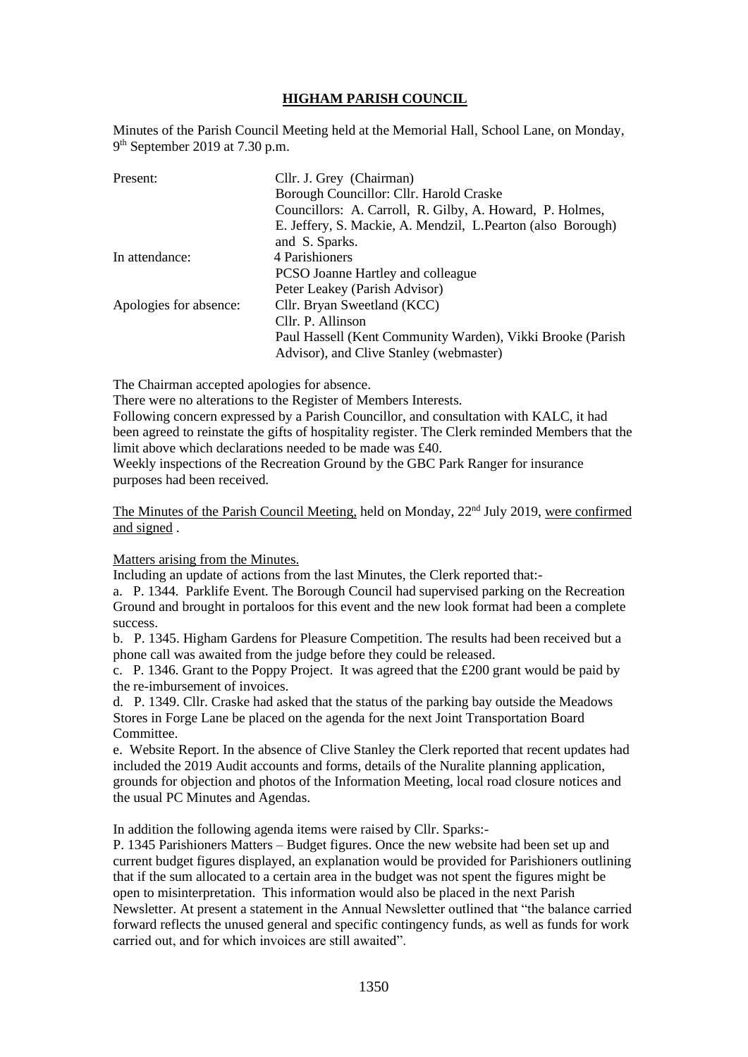# HIGHAM PARISH COUNCIL

Minutes of the Parish Council Meeting held at the Memorial Hall, School Lane, on Monday, 9th September 2019 at 7.30 p.m.

| | |
|---|---|
| Present: | Cllr. J. Grey (Chairman)<br>Borough Councillor: Cllr. Harold Craske<br>Councillors: A. Carroll, R. Gilby, A. Howard, P. Holmes, E. Jeffery, S. Mackie, A. Mendzil, L.Pearton (also Borough) and S. Sparks. |
| In attendance: | 4 Parishioners<br>PCSO Joanne Hartley and colleague<br>Peter Leakey (Parish Advisor) |
| Apologies for absence: | Cllr. Bryan Sweetland (KCC)<br>Cllr. P. Allinson<br>Paul Hassell (Kent Community Warden), Vikki Brooke (Parish Advisor), and Clive Stanley (webmaster) |

The Chairman accepted apologies for absence.
There were no alterations to the Register of Members Interests.
Following concern expressed by a Parish Councillor, and consultation with KALC, it had been agreed to reinstate the gifts of hospitality register. The Clerk reminded Members that the limit above which declarations needed to be made was £40.
Weekly inspections of the Recreation Ground by the GBC Park Ranger for insurance purposes had been received.

<u>The Minutes of the Parish Council Meeting,</u> held on Monday, 22nd July 2019, <u>were confirmed and signed</u> .

<u>Matters arising from the Minutes.</u>

Including an update of actions from the last Minutes, the Clerk reported that:-

a. P. 1344. Parklife Event. The Borough Council had supervised parking on the Recreation Ground and brought in portaloos for this event and the new look format had been a complete success.

b. P. 1345. Higham Gardens for Pleasure Competition. The results had been received but a phone call was awaited from the judge before they could be released.

c. P. 1346. Grant to the Poppy Project. It was agreed that the £200 grant would be paid by the re-imbursement of invoices.

d. P. 1349. Cllr. Craske had asked that the status of the parking bay outside the Meadows Stores in Forge Lane be placed on the agenda for the next Joint Transportation Board Committee.

e. Website Report. In the absence of Clive Stanley the Clerk reported that recent updates had included the 2019 Audit accounts and forms, details of the Nuralite planning application, grounds for objection and photos of the Information Meeting, local road closure notices and the usual PC Minutes and Agendas.

In addition the following agenda items were raised by Cllr. Sparks:-

P. 1345 Parishioners Matters – Budget figures. Once the new website had been set up and current budget figures displayed, an explanation would be provided for Parishioners outlining that if the sum allocated to a certain area in the budget was not spent the figures might be open to misinterpretation. This information would also be placed in the next Parish Newsletter. At present a statement in the Annual Newsletter outlined that "the balance carried forward reflects the unused general and specific contingency funds, as well as funds for work carried out, and for which invoices are still awaited".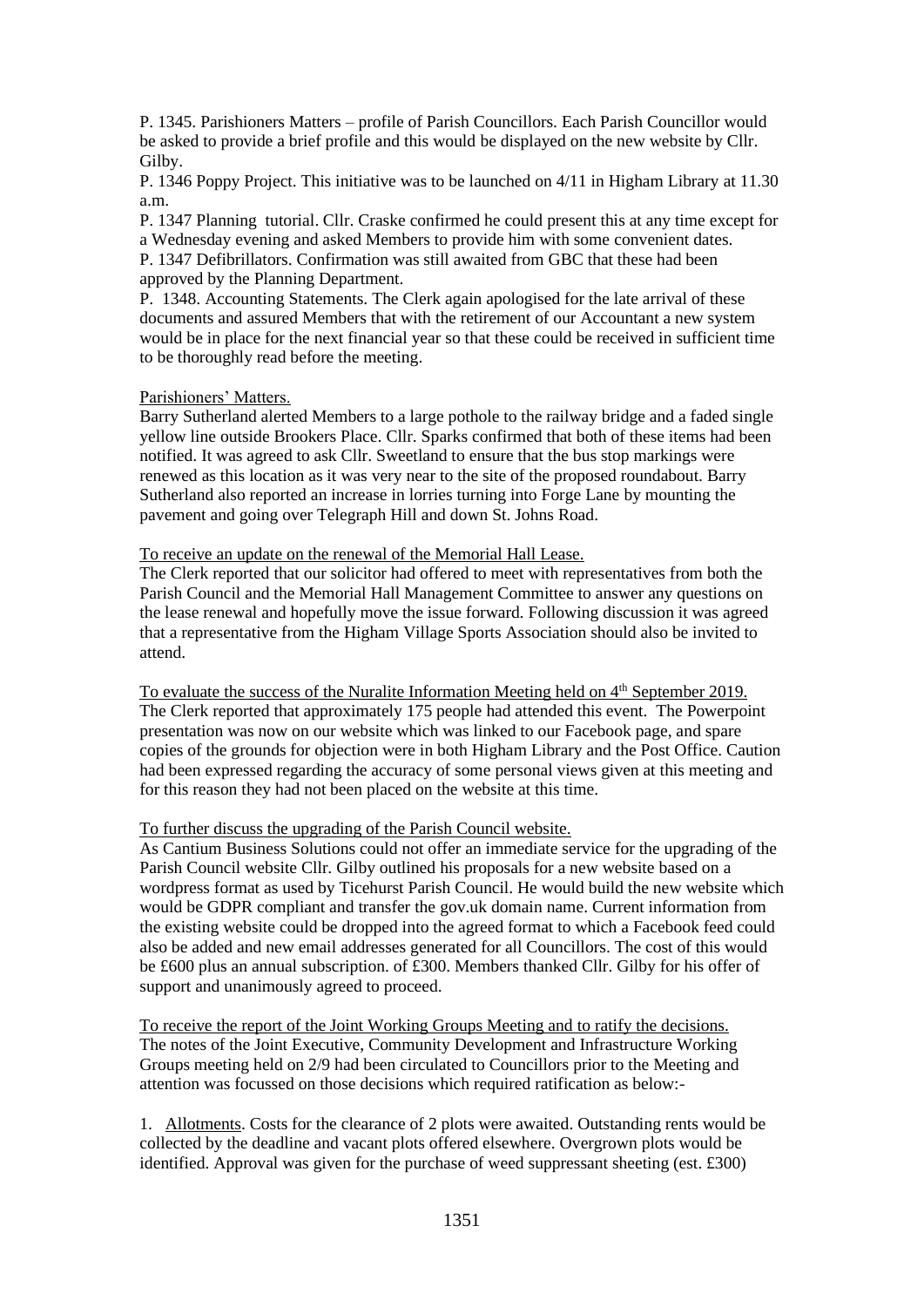P. 1345. Parishioners Matters – profile of Parish Councillors. Each Parish Councillor would be asked to provide a brief profile and this would be displayed on the new website by Cllr. Gilby.

P. 1346 Poppy Project. This initiative was to be launched on 4/11 in Higham Library at 11.30 a.m.

P. 1347 Planning tutorial. Cllr. Craske confirmed he could present this at any time except for a Wednesday evening and asked Members to provide him with some convenient dates.

P. 1347 Defibrillators. Confirmation was still awaited from GBC that these had been approved by the Planning Department.

P. 1348. Accounting Statements. The Clerk again apologised for the late arrival of these documents and assured Members that with the retirement of our Accountant a new system would be in place for the next financial year so that these could be received in sufficient time to be thoroughly read before the meeting.

Parishioners' Matters.

Barry Sutherland alerted Members to a large pothole to the railway bridge and a faded single yellow line outside Brookers Place. Cllr. Sparks confirmed that both of these items had been notified. It was agreed to ask Cllr. Sweetland to ensure that the bus stop markings were renewed as this location as it was very near to the site of the proposed roundabout. Barry Sutherland also reported an increase in lorries turning into Forge Lane by mounting the pavement and going over Telegraph Hill and down St. Johns Road.

To receive an update on the renewal of the Memorial Hall Lease.

The Clerk reported that our solicitor had offered to meet with representatives from both the Parish Council and the Memorial Hall Management Committee to answer any questions on the lease renewal and hopefully move the issue forward. Following discussion it was agreed that a representative from the Higham Village Sports Association should also be invited to attend.

To evaluate the success of the Nuralite Information Meeting held on 4th September 2019.

The Clerk reported that approximately 175 people had attended this event. The Powerpoint presentation was now on our website which was linked to our Facebook page, and spare copies of the grounds for objection were in both Higham Library and the Post Office. Caution had been expressed regarding the accuracy of some personal views given at this meeting and for this reason they had not been placed on the website at this time.

To further discuss the upgrading of the Parish Council website.

As Cantium Business Solutions could not offer an immediate service for the upgrading of the Parish Council website Cllr. Gilby outlined his proposals for a new website based on a wordpress format as used by Ticehurst Parish Council. He would build the new website which would be GDPR compliant and transfer the gov.uk domain name. Current information from the existing website could be dropped into the agreed format to which a Facebook feed could also be added and new email addresses generated for all Councillors. The cost of this would be £600 plus an annual subscription. of £300. Members thanked Cllr. Gilby for his offer of support and unanimously agreed to proceed.

To receive the report of the Joint Working Groups Meeting and to ratify the decisions.

The notes of the Joint Executive, Community Development and Infrastructure Working Groups meeting held on 2/9 had been circulated to Councillors prior to the Meeting and attention was focussed on those decisions which required ratification as below:-

1. Allotments. Costs for the clearance of 2 plots were awaited. Outstanding rents would be collected by the deadline and vacant plots offered elsewhere. Overgrown plots would be identified. Approval was given for the purchase of weed suppressant sheeting (est. £300)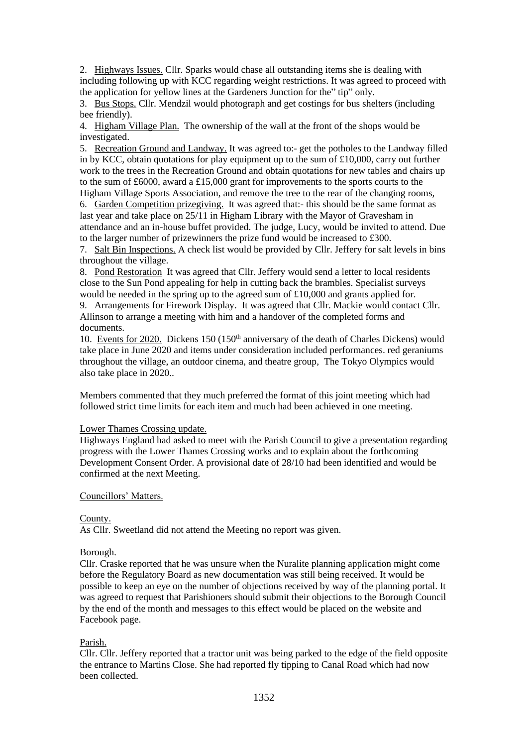2. Highways Issues. Cllr. Sparks would chase all outstanding items she is dealing with including following up with KCC regarding weight restrictions. It was agreed to proceed with the application for yellow lines at the Gardeners Junction for the" tip" only.

3. Bus Stops. Cllr. Mendzil would photograph and get costings for bus shelters (including bee friendly).

4. Higham Village Plan. The ownership of the wall at the front of the shops would be investigated.

5. Recreation Ground and Landway. It was agreed to:- get the potholes to the Landway filled in by KCC, obtain quotations for play equipment up to the sum of £10,000, carry out further work to the trees in the Recreation Ground and obtain quotations for new tables and chairs up to the sum of £6000, award a £15,000 grant for improvements to the sports courts to the Higham Village Sports Association, and remove the tree to the rear of the changing rooms,

6. Garden Competition prizegiving. It was agreed that:- this should be the same format as last year and take place on 25/11 in Higham Library with the Mayor of Gravesham in attendance and an in-house buffet provided. The judge, Lucy, would be invited to attend. Due to the larger number of prizewinners the prize fund would be increased to £300.

7. Salt Bin Inspections. A check list would be provided by Cllr. Jeffery for salt levels in bins throughout the village.

8. Pond Restoration It was agreed that Cllr. Jeffery would send a letter to local residents close to the Sun Pond appealing for help in cutting back the brambles. Specialist surveys would be needed in the spring up to the agreed sum of £10,000 and grants applied for.

9. Arrangements for Firework Display. It was agreed that Cllr. Mackie would contact Cllr. Allinson to arrange a meeting with him and a handover of the completed forms and documents.

10. Events for 2020. Dickens 150 (150th anniversary of the death of Charles Dickens) would take place in June 2020 and items under consideration included performances. red geraniums throughout the village, an outdoor cinema, and theatre group, The Tokyo Olympics would also take place in 2020..

Members commented that they much preferred the format of this joint meeting which had followed strict time limits for each item and much had been achieved in one meeting.

Lower Thames Crossing update.

Highways England had asked to meet with the Parish Council to give a presentation regarding progress with the Lower Thames Crossing works and to explain about the forthcoming Development Consent Order. A provisional date of 28/10 had been identified and would be confirmed at the next Meeting.

Councillors' Matters.

County.

As Cllr. Sweetland did not attend the Meeting no report was given.

Borough.

Cllr. Craske reported that he was unsure when the Nuralite planning application might come before the Regulatory Board as new documentation was still being received. It would be possible to keep an eye on the number of objections received by way of the planning portal. It was agreed to request that Parishioners should submit their objections to the Borough Council by the end of the month and messages to this effect would be placed on the website and Facebook page.

Parish.

Cllr. Cllr. Jeffery reported that a tractor unit was being parked to the edge of the field opposite the entrance to Martins Close. She had reported fly tipping to Canal Road which had now been collected.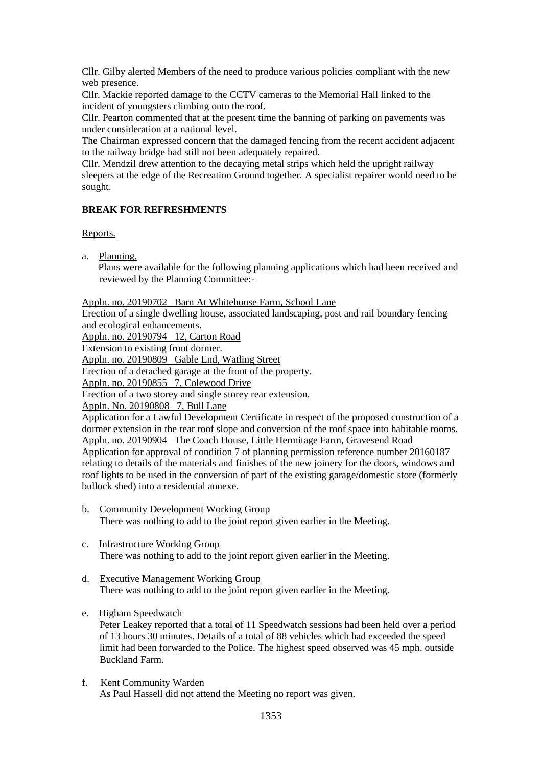Cllr. Gilby alerted Members of the need to produce various policies compliant with the new web presence.

Cllr. Mackie reported damage to the CCTV cameras to the Memorial Hall linked to the incident of youngsters climbing onto the roof.

Cllr. Pearton commented that at the present time the banning of parking on pavements was under consideration at a national level.

The Chairman expressed concern that the damaged fencing from the recent accident adjacent to the railway bridge had still not been adequately repaired.

Cllr. Mendzil drew attention to the decaying metal strips which held the upright railway sleepers at the edge of the Recreation Ground together. A specialist repairer would need to be sought.

**BREAK FOR REFRESHMENTS**

Reports.

a. Planning.

Plans were available for the following planning applications which had been received and reviewed by the Planning Committee:-

Appln. no. 20190702 Barn At Whitehouse Farm, School Lane

Erection of a single dwelling house, associated landscaping, post and rail boundary fencing and ecological enhancements.

Appln. no. 20190794 12, Carton Road

Extension to existing front dormer.

Appln. no. 20190809 Gable End, Watling Street

Erection of a detached garage at the front of the property.

Appln. no. 20190855 7, Colewood Drive

Erection of a two storey and single storey rear extension.

Appln. No. 20190808 7, Bull Lane

Application for a Lawful Development Certificate in respect of the proposed construction of a dormer extension in the rear roof slope and conversion of the roof space into habitable rooms.

Appln. no. 20190904 The Coach House, Little Hermitage Farm, Gravesend Road

Application for approval of condition 7 of planning permission reference number 20160187 relating to details of the materials and finishes of the new joinery for the doors, windows and roof lights to be used in the conversion of part of the existing garage/domestic store (formerly bullock shed) into a residential annexe.

b. Community Development Working Group

There was nothing to add to the joint report given earlier in the Meeting.

c. Infrastructure Working Group

There was nothing to add to the joint report given earlier in the Meeting.

d. Executive Management Working Group

There was nothing to add to the joint report given earlier in the Meeting.

e. Higham Speedwatch

Peter Leakey reported that a total of 11 Speedwatch sessions had been held over a period of 13 hours 30 minutes. Details of a total of 88 vehicles which had exceeded the speed limit had been forwarded to the Police. The highest speed observed was 45 mph. outside Buckland Farm.

f. Kent Community Warden

As Paul Hassell did not attend the Meeting no report was given.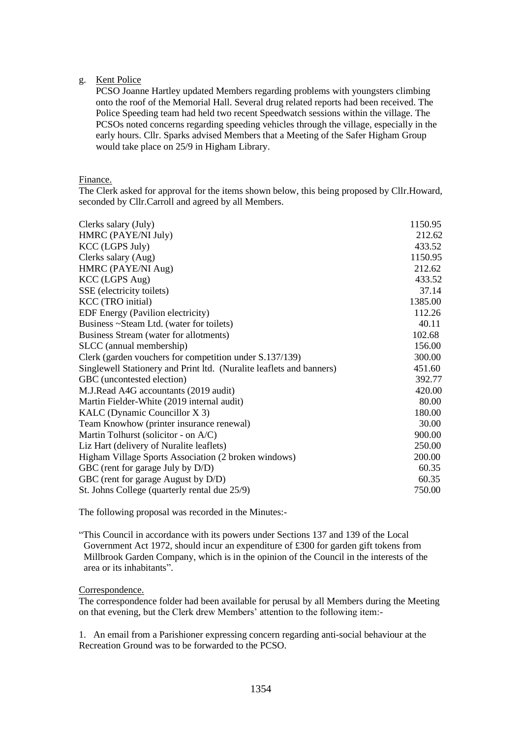g. Kent Police

PCSO Joanne Hartley updated Members regarding problems with youngsters climbing onto the roof of the Memorial Hall. Several drug related reports had been received. The Police Speeding team had held two recent Speedwatch sessions within the village. The PCSOs noted concerns regarding speeding vehicles through the village, especially in the early hours. Cllr. Sparks advised Members that a Meeting of the Safer Higham Group would take place on 25/9 in Higham Library.

Finance.

The Clerk asked for approval for the items shown below, this being proposed by Cllr.Howard, seconded by Cllr.Carroll and agreed by all Members.

| | |
|---|---:|
| Clerks salary (July) | 1150.95 |
| HMRC (PAYE/NI July) | 212.62 |
| KCC (LGPS July) | 433.52 |
| Clerks salary (Aug) | 1150.95 |
| HMRC (PAYE/NI Aug) | 212.62 |
| KCC (LGPS Aug) | 433.52 |
| SSE (electricity toilets) | 37.14 |
| KCC (TRO initial) | 1385.00 |
| EDF Energy (Pavilion electricity) | 112.26 |
| Business ~Steam Ltd. (water for toilets) | 40.11 |
| Business Stream (water for allotments) | 102.68 |
| SLCC (annual membership) | 156.00 |
| Clerk (garden vouchers for competition under S.137/139) | 300.00 |
| Singlewell Stationery and Print ltd. (Nuralite leaflets and banners) | 451.60 |
| GBC (uncontested election) | 392.77 |
| M.J.Read A4G accountants (2019 audit) | 420.00 |
| Martin Fielder-White (2019 internal audit) | 80.00 |
| KALC (Dynamic Councillor X 3) | 180.00 |
| Team Knowhow (printer insurance renewal) | 30.00 |
| Martin Tolhurst (solicitor - on A/C) | 900.00 |
| Liz Hart (delivery of Nuralite leaflets) | 250.00 |
| Higham Village Sports Association (2 broken windows) | 200.00 |
| GBC (rent for garage July by D/D) | 60.35 |
| GBC (rent for garage August by D/D) | 60.35 |
| St. Johns College (quarterly rental due 25/9) | 750.00 |

The following proposal was recorded in the Minutes:-

"This Council in accordance with its powers under Sections 137 and 139 of the Local Government Act 1972, should incur an expenditure of £300 for garden gift tokens from Millbrook Garden Company, which is in the opinion of the Council in the interests of the area or its inhabitants".

Correspondence.

The correspondence folder had been available for perusal by all Members during the Meeting on that evening, but the Clerk drew Members' attention to the following item:-

1. An email from a Parishioner expressing concern regarding anti-social behaviour at the Recreation Ground was to be forwarded to the PCSO.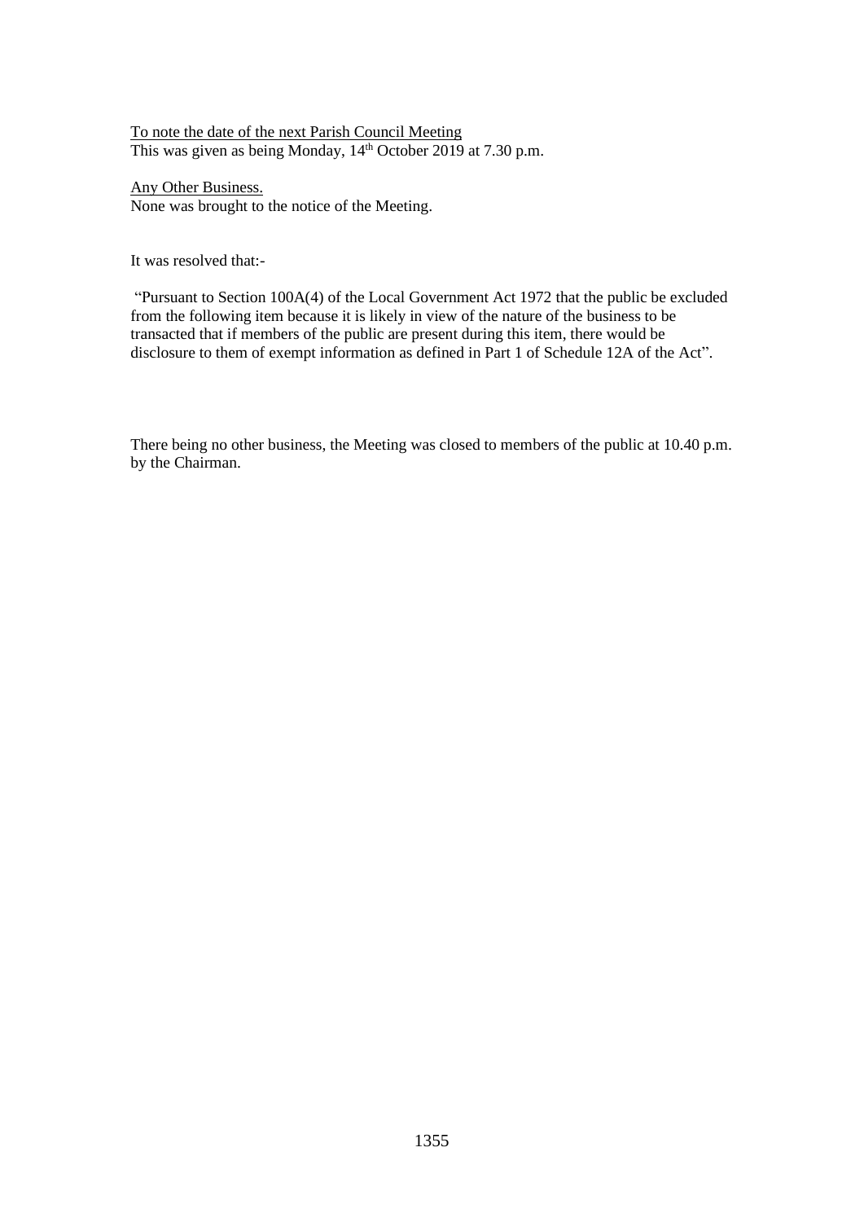To note the date of the next Parish Council Meeting
This was given as being Monday, 14th October 2019 at 7.30 p.m.

Any Other Business.
None was brought to the notice of the Meeting.

It was resolved that:-

"Pursuant to Section 100A(4) of the Local Government Act 1972 that the public be excluded from the following item because it is likely in view of the nature of the business to be transacted that if members of the public are present during this item, there would be disclosure to them of exempt information as defined in Part 1 of Schedule 12A of the Act".

There being no other business, the Meeting was closed to members of the public at 10.40 p.m. by the Chairman.